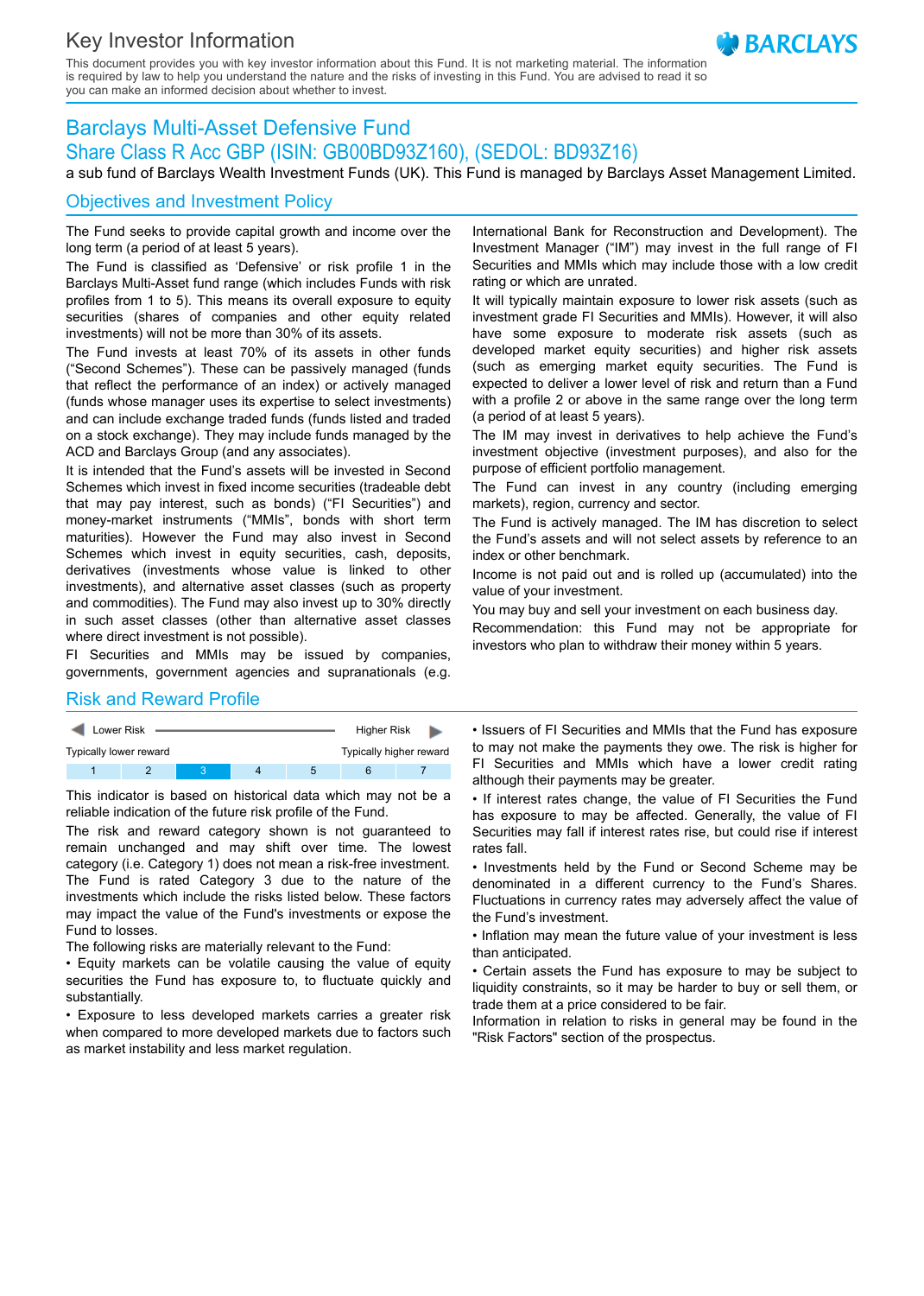# Key Investor Information

This document provides you with key investor information about this Fund. It is not marketing material. The information is required by law to help you understand the nature and the risks of investing in this Fund. You are advised to read it so you can make an informed decision about whether to invest.

BARCLAYS

## Barclays Multi-Asset Defensive Fund
## Share Class R Acc GBP (ISIN: GB00BD93Z160), (SEDOL: BD93Z16)

a sub fund of Barclays Wealth Investment Funds (UK). This Fund is managed by Barclays Asset Management Limited.

## Objectives and Investment Policy

The Fund seeks to provide capital growth and income over the long term (a period of at least 5 years).

The Fund is classified as 'Defensive' or risk profile 1 in the Barclays Multi-Asset fund range (which includes Funds with risk profiles from 1 to 5). This means its overall exposure to equity securities (shares of companies and other equity related investments) will not be more than 30% of its assets.

The Fund invests at least 70% of its assets in other funds ("Second Schemes"). These can be passively managed (funds that reflect the performance of an index) or actively managed (funds whose manager uses its expertise to select investments) and can include exchange traded funds (funds listed and traded on a stock exchange). They may include funds managed by the ACD and Barclays Group (and any associates).

It is intended that the Fund's assets will be invested in Second Schemes which invest in fixed income securities (tradeable debt that may pay interest, such as bonds) ("FI Securities") and money-market instruments ("MMIs", bonds with short term maturities). However the Fund may also invest in Second Schemes which invest in equity securities, cash, deposits, derivatives (investments whose value is linked to other investments), and alternative asset classes (such as property and commodities). The Fund may also invest up to 30% directly in such asset classes (other than alternative asset classes where direct investment is not possible).

FI Securities and MMIs may be issued by companies, governments, government agencies and supranationals (e.g. International Bank for Reconstruction and Development). The Investment Manager ("IM") may invest in the full range of FI Securities and MMIs which may include those with a low credit rating or which are unrated.

It will typically maintain exposure to lower risk assets (such as investment grade FI Securities and MMIs). However, it will also have some exposure to moderate risk assets (such as developed market equity securities) and higher risk assets (such as emerging market equity securities). The Fund is expected to deliver a lower level of risk and return than a Fund with a profile 2 or above in the same range over the long term (a period of at least 5 years).

The IM may invest in derivatives to help achieve the Fund's investment objective (investment purposes), and also for the purpose of efficient portfolio management.

The Fund can invest in any country (including emerging markets), region, currency and sector.

The Fund is actively managed. The IM has discretion to select the Fund's assets and will not select assets by reference to an index or other benchmark.

Income is not paid out and is rolled up (accumulated) into the value of your investment.

You may buy and sell your investment on each business day.

Recommendation: this Fund may not be appropriate for investors who plan to withdraw their money within 5 years.

## Risk and Reward Profile

Lower Risk — Higher Risk

Typically lower reward — Typically higher reward

| 1 | 2 | **3** | 4 | 5 | 6 | 7 |
|---|---|---|---|---|---|---|

This indicator is based on historical data which may not be a reliable indication of the future risk profile of the Fund.

The risk and reward category shown is not guaranteed to remain unchanged and may shift over time. The lowest category (i.e. Category 1) does not mean a risk-free investment. The Fund is rated Category 3 due to the nature of the investments which include the risks listed below. These factors may impact the value of the Fund's investments or expose the Fund to losses.

The following risks are materially relevant to the Fund:

- Equity markets can be volatile causing the value of equity securities the Fund has exposure to, to fluctuate quickly and substantially.
- Exposure to less developed markets carries a greater risk when compared to more developed markets due to factors such as market instability and less market regulation.
- Issuers of FI Securities and MMIs that the Fund has exposure to may not make the payments they owe. The risk is higher for FI Securities and MMIs which have a lower credit rating although their payments may be greater.
- If interest rates change, the value of FI Securities the Fund has exposure to may be affected. Generally, the value of FI Securities may fall if interest rates rise, but could rise if interest rates fall.
- Investments held by the Fund or Second Scheme may be denominated in a different currency to the Fund's Shares. Fluctuations in currency rates may adversely affect the value of the Fund's investment.
- Inflation may mean the future value of your investment is less than anticipated.
- Certain assets the Fund has exposure to may be subject to liquidity constraints, so it may be harder to buy or sell them, or trade them at a price considered to be fair.

Information in relation to risks in general may be found in the "Risk Factors" section of the prospectus.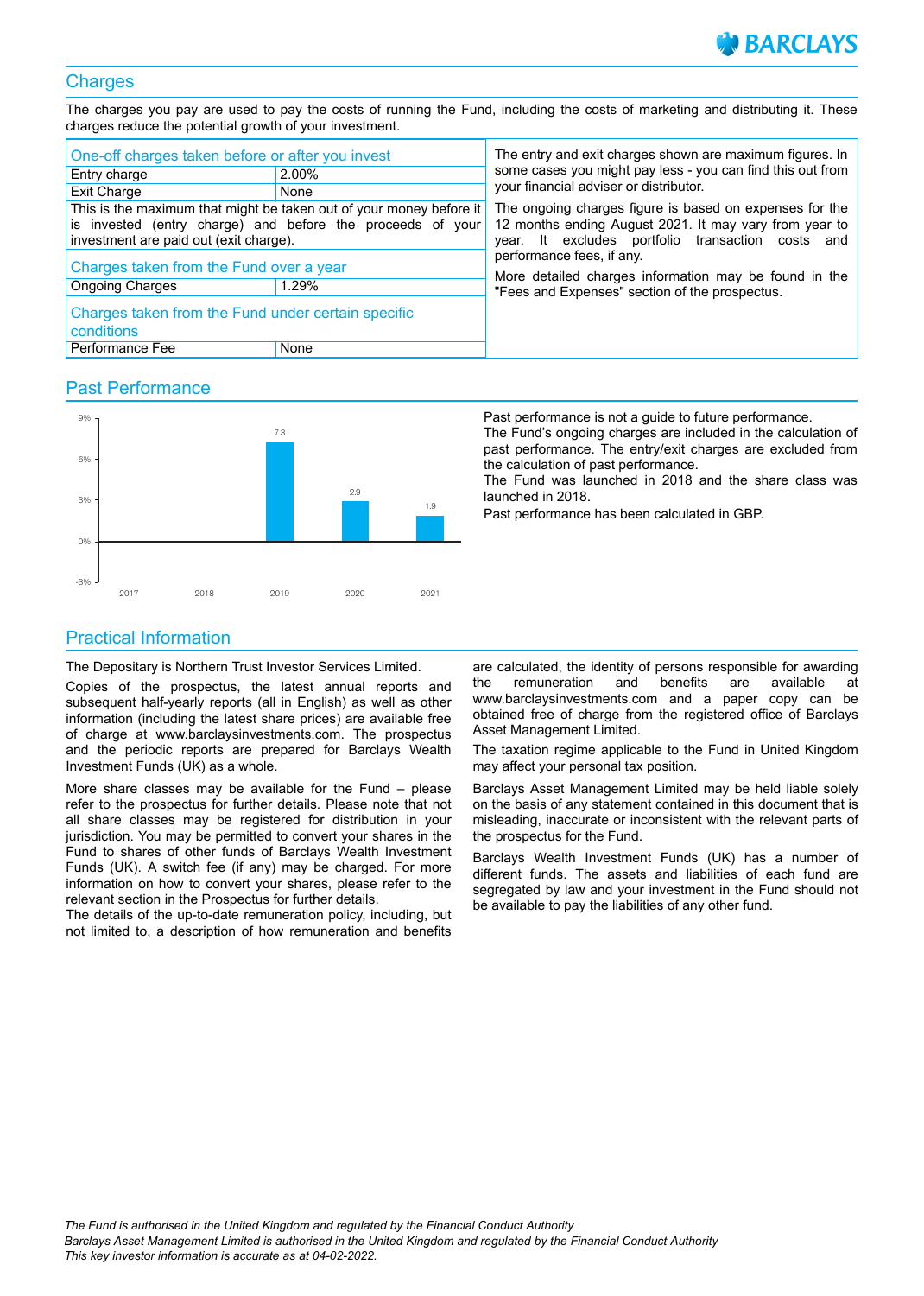## Charges

The charges you pay are used to pay the costs of running the Fund, including the costs of marketing and distributing it. These charges reduce the potential growth of your investment.

| One-off charges taken before or after you invest | |
|---|---|
| Entry charge | 2.00% |
| Exit Charge | None |
| This is the maximum that might be taken out of your money before it is invested (entry charge) and before the proceeds of your investment are paid out (exit charge). | |
| **Charges taken from the Fund over a year** | |
| Ongoing Charges | 1.29% |
| **Charges taken from the Fund under certain specific conditions** | |
| Performance Fee | None |

The entry and exit charges shown are maximum figures. In some cases you might pay less - you can find this out from your financial adviser or distributor.

The ongoing charges figure is based on expenses for the 12 months ending August 2021. It may vary from year to year. It excludes portfolio transaction costs and performance fees, if any.

More detailed charges information may be found in the "Fees and Expenses" section of the prospectus.

## Past Performance

9%
6%
3%
0%
-3%
7.3
2.9
1.9
2017
2018
2019
2020
2021

Past performance is not a guide to future performance.
The Fund's ongoing charges are included in the calculation of past performance. The entry/exit charges are excluded from the calculation of past performance.
The Fund was launched in 2018 and the share class was launched in 2018.
Past performance has been calculated in GBP.

## Practical Information

The Depositary is Northern Trust Investor Services Limited.

Copies of the prospectus, the latest annual reports and subsequent half-yearly reports (all in English) as well as other information (including the latest share prices) are available free of charge at www.barclaysinvestments.com. The prospectus and the periodic reports are prepared for Barclays Wealth Investment Funds (UK) as a whole.

More share classes may be available for the Fund – please refer to the prospectus for further details. Please note that not all share classes may be registered for distribution in your jurisdiction. You may be permitted to convert your shares in the Fund to shares of other funds of Barclays Wealth Investment Funds (UK). A switch fee (if any) may be charged. For more information on how to convert your shares, please refer to the relevant section in the Prospectus for further details.
The details of the up-to-date remuneration policy, including, but not limited to, a description of how remuneration and benefits are calculated, the identity of persons responsible for awarding the remuneration and benefits are available at www.barclaysinvestments.com and a paper copy can be obtained free of charge from the registered office of Barclays Asset Management Limited.

The taxation regime applicable to the Fund in United Kingdom may affect your personal tax position.

Barclays Asset Management Limited may be held liable solely on the basis of any statement contained in this document that is misleading, inaccurate or inconsistent with the relevant parts of the prospectus for the Fund.

Barclays Wealth Investment Funds (UK) has a number of different funds. The assets and liabilities of each fund are segregated by law and your investment in the Fund should not be available to pay the liabilities of any other fund.

*The Fund is authorised in the United Kingdom and regulated by the Financial Conduct Authority*
*Barclays Asset Management Limited is authorised in the United Kingdom and regulated by the Financial Conduct Authority*
*This key investor information is accurate as at 04-02-2022.*